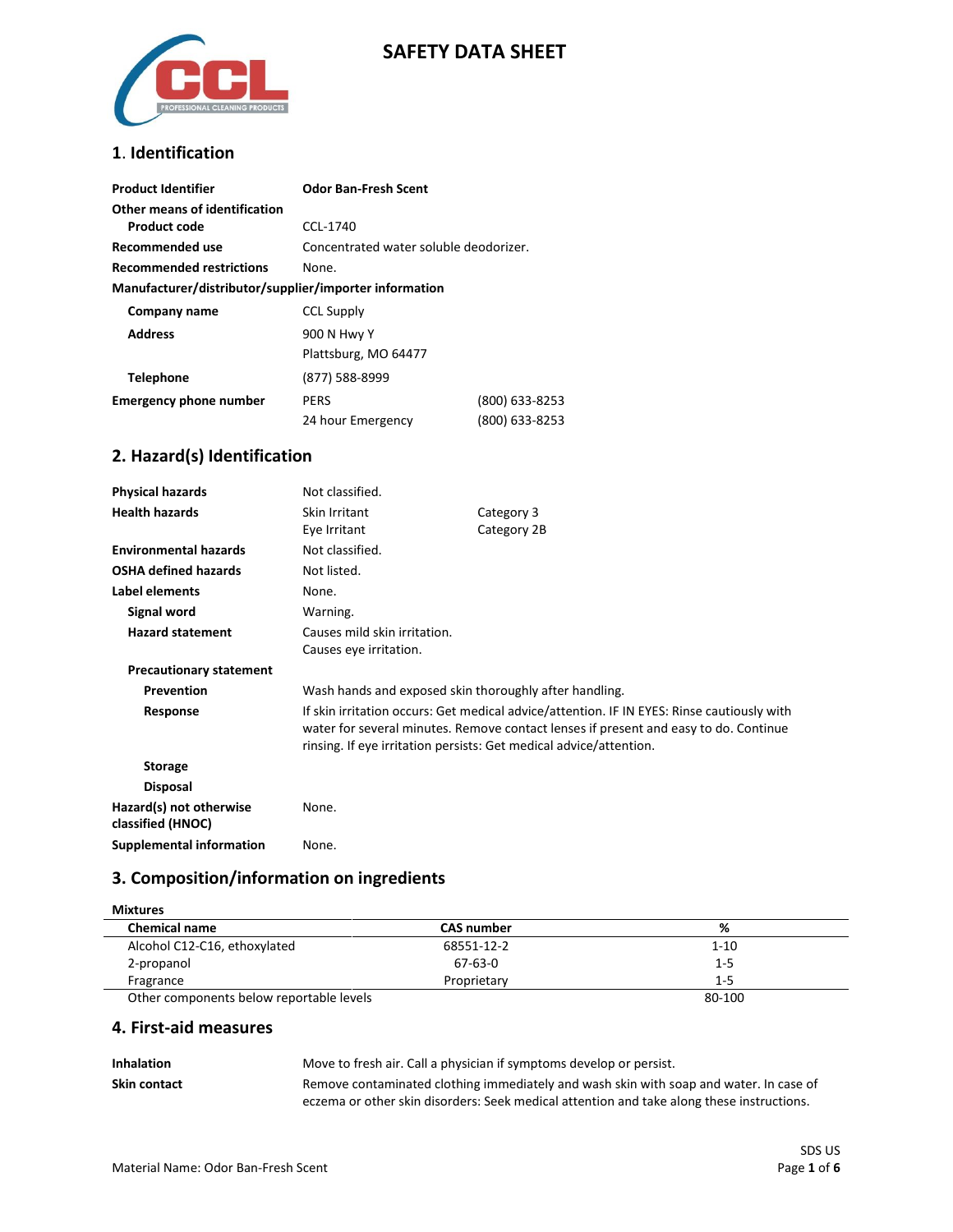# SAFETY DATA SHEET

## 1. Identification

| | | |
|---|---|---|
| **Product Identifier** | **Odor Ban-Fresh Scent** | |
| **Other means of identification** | | |
| **Product code** | CCL-1740 | |
| **Recommended use** | Concentrated water soluble deodorizer. | |
| **Recommended restrictions** | None. | |
| **Manufacturer/distributor/supplier/importer information** | | |
| **Company name** | CCL Supply | |
| **Address** | 900 N Hwy Y<br>Plattsburg, MO 64477 | |
| **Telephone** | (877) 588-8999 | |
| **Emergency phone number** | PERS | (800) 633-8253 |
| | 24 hour Emergency | (800) 633-8253 |

## 2. Hazard(s) Identification

| | | |
|---|---|---|
| **Physical hazards** | Not classified. | |
| **Health hazards** | Skin Irritant | Category 3 |
| | Eye Irritant | Category 2B |
| **Environmental hazards** | Not classified. | |
| **OSHA defined hazards** | Not listed. | |
| **Label elements** | None. | |
| **Signal word** | Warning. | |
| **Hazard statement** | Causes mild skin irritation.<br>Causes eye irritation. | |
| **Precautionary statement** | | |
| **Prevention** | Wash hands and exposed skin thoroughly after handling. | |
| **Response** | If skin irritation occurs: Get medical advice/attention. IF IN EYES: Rinse cautiously with water for several minutes. Remove contact lenses if present and easy to do. Continue rinsing. If eye irritation persists: Get medical advice/attention. | |
| **Storage** | | |
| **Disposal** | | |
| **Hazard(s) not otherwise classified (HNOC)** | None. | |
| **Supplemental information** | None. | |

## 3. Composition/information on ingredients

**Mixtures**

| Chemical name | CAS number | % |
|---|---|---|
| Alcohol C12-C16, ethoxylated | 68551-12-2 | 1-10 |
| 2-propanol | 67-63-0 | 1-5 |
| Fragrance | Proprietary | 1-5 |
| Other components below reportable levels | | 80-100 |

## 4. First-aid measures

**Inhalation** Move to fresh air. Call a physician if symptoms develop or persist.

**Skin contact** Remove contaminated clothing immediately and wash skin with soap and water. In case of eczema or other skin disorders: Seek medical attention and take along these instructions.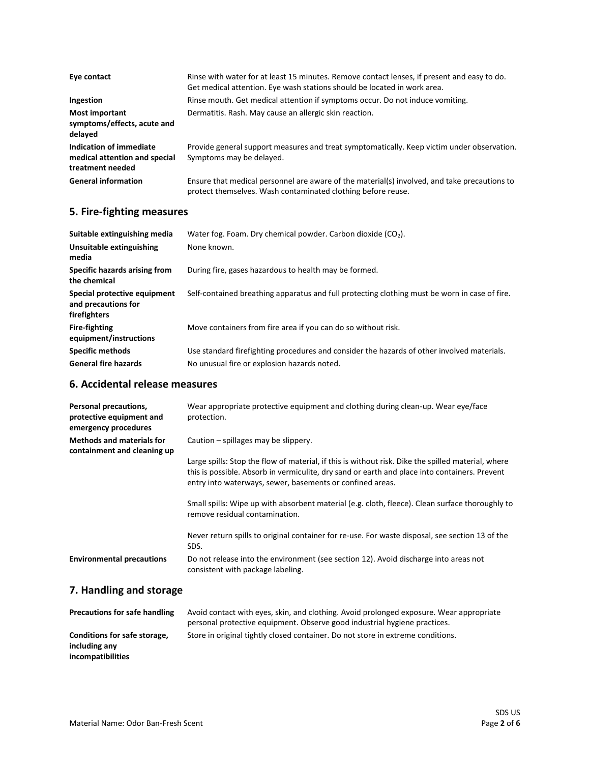| | |
|---|---|
| **Eye contact** | Rinse with water for at least 15 minutes. Remove contact lenses, if present and easy to do. Get medical attention. Eye wash stations should be located in work area. |
| **Ingestion** | Rinse mouth. Get medical attention if symptoms occur. Do not induce vomiting. |
| **Most important symptoms/effects, acute and delayed** | Dermatitis. Rash. May cause an allergic skin reaction. |
| **Indication of immediate medical attention and special treatment needed** | Provide general support measures and treat symptomatically. Keep victim under observation. Symptoms may be delayed. |
| **General information** | Ensure that medical personnel are aware of the material(s) involved, and take precautions to protect themselves. Wash contaminated clothing before reuse. |

## 5. Fire-fighting measures

| | |
|---|---|
| **Suitable extinguishing media** | Water fog. Foam. Dry chemical powder. Carbon dioxide ($CO_2$). |
| **Unsuitable extinguishing media** | None known. |
| **Specific hazards arising from the chemical** | During fire, gases hazardous to health may be formed. |
| **Special protective equipment and precautions for firefighters** | Self-contained breathing apparatus and full protecting clothing must be worn in case of fire. |
| **Fire-fighting equipment/instructions** | Move containers from fire area if you can do so without risk. |
| **Specific methods** | Use standard firefighting procedures and consider the hazards of other involved materials. |
| **General fire hazards** | No unusual fire or explosion hazards noted. |

## 6. Accidental release measures

| | |
|---|---|
| **Personal precautions, protective equipment and emergency procedures** | Wear appropriate protective equipment and clothing during clean-up. Wear eye/face protection. |
| **Methods and materials for containment and cleaning up** | Caution – spillages may be slippery.<br><br>Large spills: Stop the flow of material, if this is without risk. Dike the spilled material, where this is possible. Absorb in vermiculite, dry sand or earth and place into containers. Prevent entry into waterways, sewer, basements or confined areas.<br><br>Small spills: Wipe up with absorbent material (e.g. cloth, fleece). Clean surface thoroughly to remove residual contamination.<br><br>Never return spills to original container for re-use. For waste disposal, see section 13 of the SDS. |
| **Environmental precautions** | Do not release into the environment (see section 12). Avoid discharge into areas not consistent with package labeling. |

## 7. Handling and storage

| | |
|---|---|
| **Precautions for safe handling** | Avoid contact with eyes, skin, and clothing. Avoid prolonged exposure. Wear appropriate personal protective equipment. Observe good industrial hygiene practices. |
| **Conditions for safe storage, including any incompatibilities** | Store in original tightly closed container. Do not store in extreme conditions. |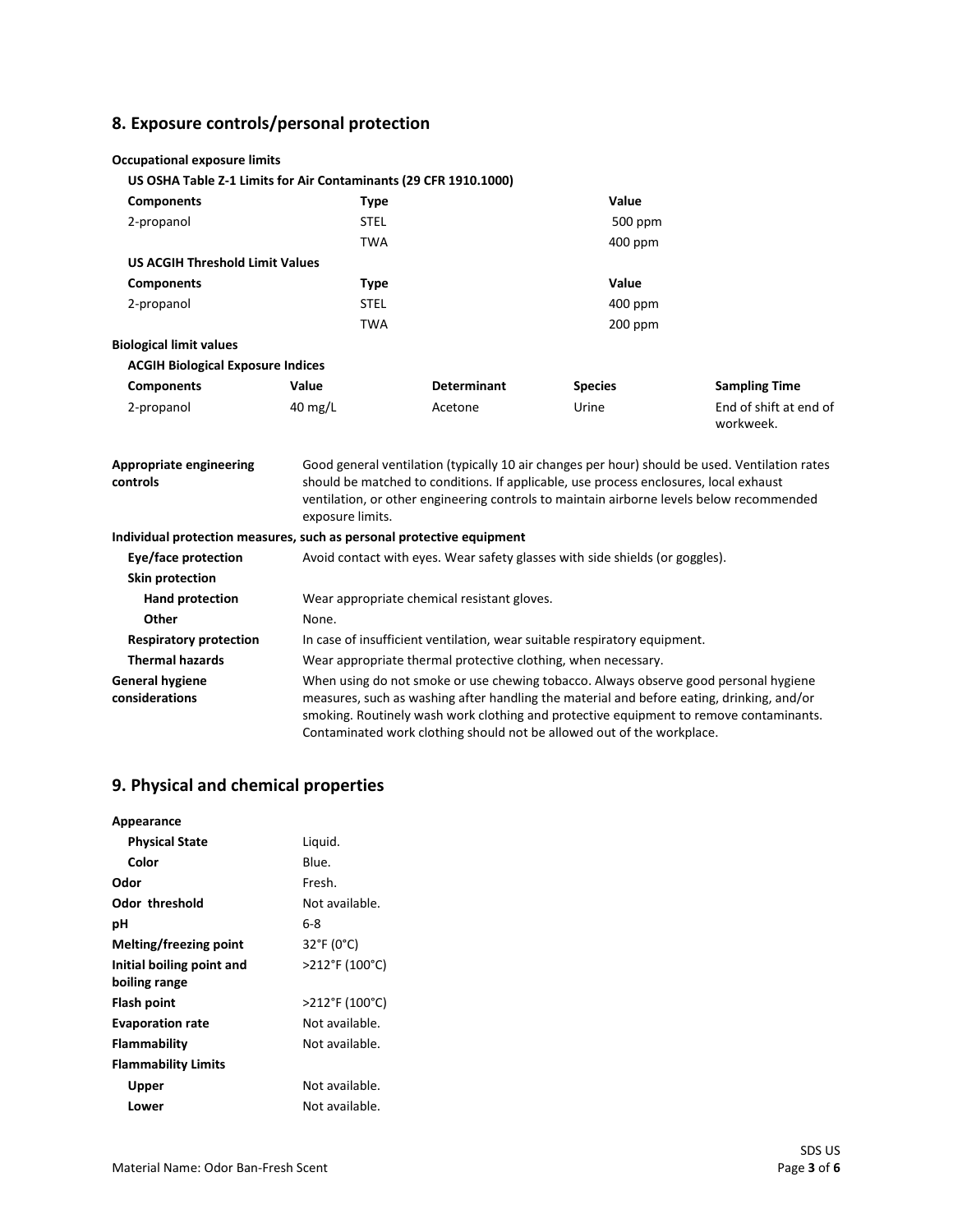## 8. Exposure controls/personal protection

**Occupational exposure limits**

**US OSHA Table Z-1 Limits for Air Contaminants (29 CFR 1910.1000)**

| Components | Type | Value |
|---|---|---|
| 2-propanol | STEL | 500 ppm |
| | TWA | 400 ppm |

**US ACGIH Threshold Limit Values**

| Components | Type | Value |
|---|---|---|
| 2-propanol | STEL | 400 ppm |
| | TWA | 200 ppm |

**Biological limit values**

**ACGIH Biological Exposure Indices**

| Components | Value | Determinant | Species | Sampling Time |
|---|---|---|---|---|
| 2-propanol | 40 mg/L | Acetone | Urine | End of shift at end of workweek. |

**Appropriate engineering controls** Good general ventilation (typically 10 air changes per hour) should be used. Ventilation rates should be matched to conditions. If applicable, use process enclosures, local exhaust ventilation, or other engineering controls to maintain airborne levels below recommended exposure limits.

**Individual protection measures, such as personal protective equipment**

**Eye/face protection** Avoid contact with eyes. Wear safety glasses with side shields (or goggles).

**Skin protection**

**Hand protection** Wear appropriate chemical resistant gloves.

**Other** None.

**Respiratory protection** In case of insufficient ventilation, wear suitable respiratory equipment.

**Thermal hazards** Wear appropriate thermal protective clothing, when necessary.

**General hygiene considerations** When using do not smoke or use chewing tobacco. Always observe good personal hygiene measures, such as washing after handling the material and before eating, drinking, and/or smoking. Routinely wash work clothing and protective equipment to remove contaminants. Contaminated work clothing should not be allowed out of the workplace.

## 9. Physical and chemical properties

**Appearance**

| | |
|---|---|
| **Physical State** | Liquid. |
| **Color** | Blue. |
| **Odor** | Fresh. |
| **Odor threshold** | Not available. |
| **pH** | 6-8 |
| **Melting/freezing point** | 32°F (0°C) |
| **Initial boiling point and boiling range** | >212°F (100°C) |
| **Flash point** | >212°F (100°C) |
| **Evaporation rate** | Not available. |
| **Flammability** | Not available. |
| **Flammability Limits** | |
| **Upper** | Not available. |
| **Lower** | Not available. |

Material Name: Odor Ban-Fresh Scent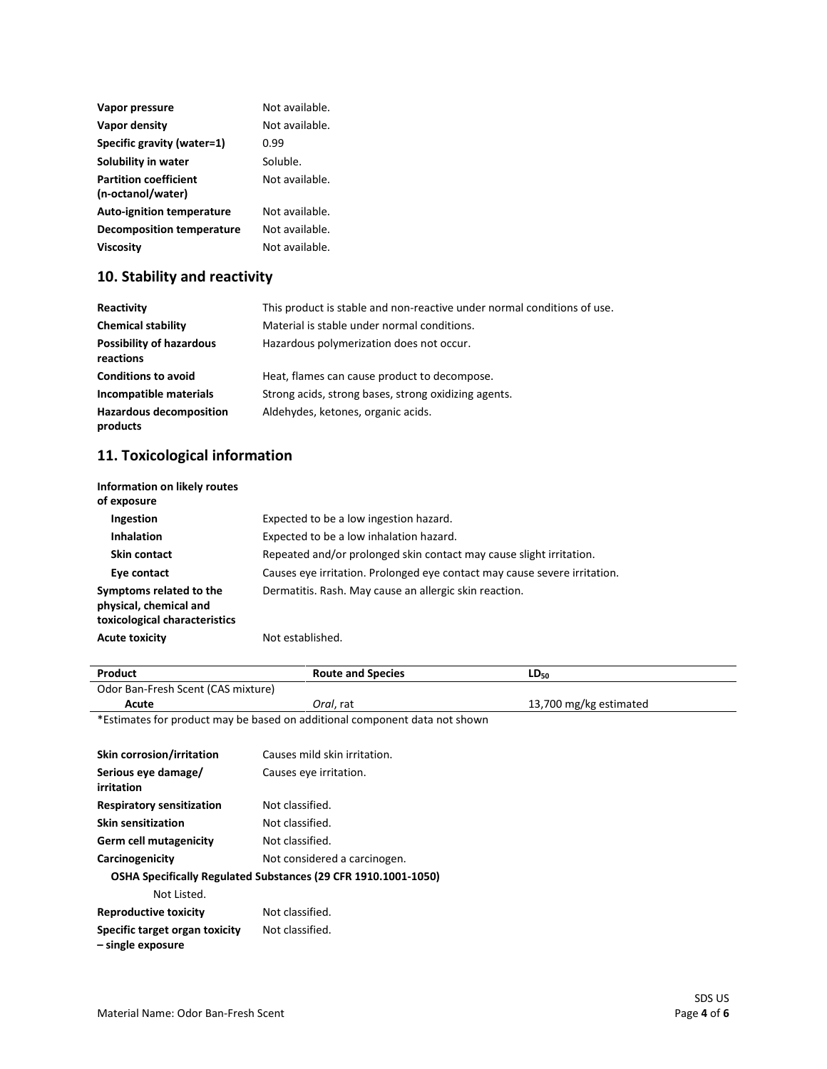| | |
|---|---|
| **Vapor pressure** | Not available. |
| **Vapor density** | Not available. |
| **Specific gravity (water=1)** | 0.99 |
| **Solubility in water** | Soluble. |
| **Partition coefficient (n-octanol/water)** | Not available. |
| **Auto-ignition temperature** | Not available. |
| **Decomposition temperature** | Not available. |
| **Viscosity** | Not available. |

## 10. Stability and reactivity

| | |
|---|---|
| **Reactivity** | This product is stable and non-reactive under normal conditions of use. |
| **Chemical stability** | Material is stable under normal conditions. |
| **Possibility of hazardous reactions** | Hazardous polymerization does not occur. |
| **Conditions to avoid** | Heat, flames can cause product to decompose. |
| **Incompatible materials** | Strong acids, strong bases, strong oxidizing agents. |
| **Hazardous decomposition products** | Aldehydes, ketones, organic acids. |

## 11. Toxicological information

**Information on likely routes of exposure**

| | |
|---|---|
| **Ingestion** | Expected to be a low ingestion hazard. |
| **Inhalation** | Expected to be a low inhalation hazard. |
| **Skin contact** | Repeated and/or prolonged skin contact may cause slight irritation. |
| **Eye contact** | Causes eye irritation. Prolonged eye contact may cause severe irritation. |
| **Symptoms related to the physical, chemical and toxicological characteristics** | Dermatitis. Rash. May cause an allergic skin reaction. |
| **Acute toxicity** | Not established. |

| Product | Route and Species | $LD_{50}$ |
|---|---|---|
| Odor Ban-Fresh Scent (CAS mixture) | | |
| Acute | *Oral*, rat | 13,700 mg/kg estimated |

*Estimates for product may be based on additional component data not shown

| | |
|---|---|
| **Skin corrosion/irritation** | Causes mild skin irritation. |
| **Serious eye damage/ irritation** | Causes eye irritation. |
| **Respiratory sensitization** | Not classified. |
| **Skin sensitization** | Not classified. |
| **Germ cell mutagenicity** | Not classified. |
| **Carcinogenicity** | Not considered a carcinogen. |

**OSHA Specifically Regulated Substances (29 CFR 1910.1001-1050)**

Not Listed.

| | |
|---|---|
| **Reproductive toxicity** | Not classified. |
| **Specific target organ toxicity – single exposure** | Not classified. |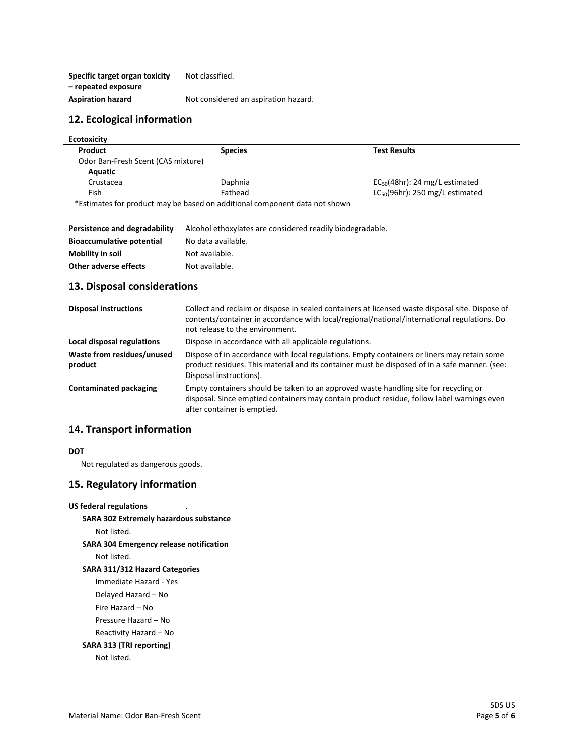| | |
|---|---|
| **Specific target organ toxicity – repeated exposure** | Not classified. |
| **Aspiration hazard** | Not considered an aspiration hazard. |

## 12. Ecological information

**Ecotoxicity**

| Product | Species | Test Results |
|---|---|---|
| Odor Ban-Fresh Scent (CAS mixture) | | |
| **Aquatic** | | |
| Crustacea | Daphnia | $EC_{50}$(48hr): 24 mg/L estimated |
| Fish | Fathead | $LC_{50}$(96hr): 250 mg/L estimated |

*Estimates for product may be based on additional component data not shown

| | |
|---|---|
| **Persistence and degradability** | Alcohol ethoxylates are considered readily biodegradable. |
| **Bioaccumulative potential** | No data available. |
| **Mobility in soil** | Not available. |
| **Other adverse effects** | Not available. |

## 13. Disposal considerations

| | |
|---|---|
| **Disposal instructions** | Collect and reclaim or dispose in sealed containers at licensed waste disposal site. Dispose of contents/container in accordance with local/regional/national/international regulations. Do not release to the environment. |
| **Local disposal regulations** | Dispose in accordance with all applicable regulations. |
| **Waste from residues/unused product** | Dispose of in accordance with local regulations. Empty containers or liners may retain some product residues. This material and its container must be disposed of in a safe manner. (see: Disposal instructions). |
| **Contaminated packaging** | Empty containers should be taken to an approved waste handling site for recycling or disposal. Since emptied containers may contain product residue, follow label warnings even after container is emptied. |

## 14. Transport information

**DOT**

Not regulated as dangerous goods.

## 15. Regulatory information

**US federal regulations** .

**SARA 302 Extremely hazardous substance**

Not listed.

**SARA 304 Emergency release notification**

Not listed.

**SARA 311/312 Hazard Categories**

Immediate Hazard - Yes

Delayed Hazard – No

Fire Hazard – No

Pressure Hazard – No

Reactivity Hazard – No

**SARA 313 (TRI reporting)**

Not listed.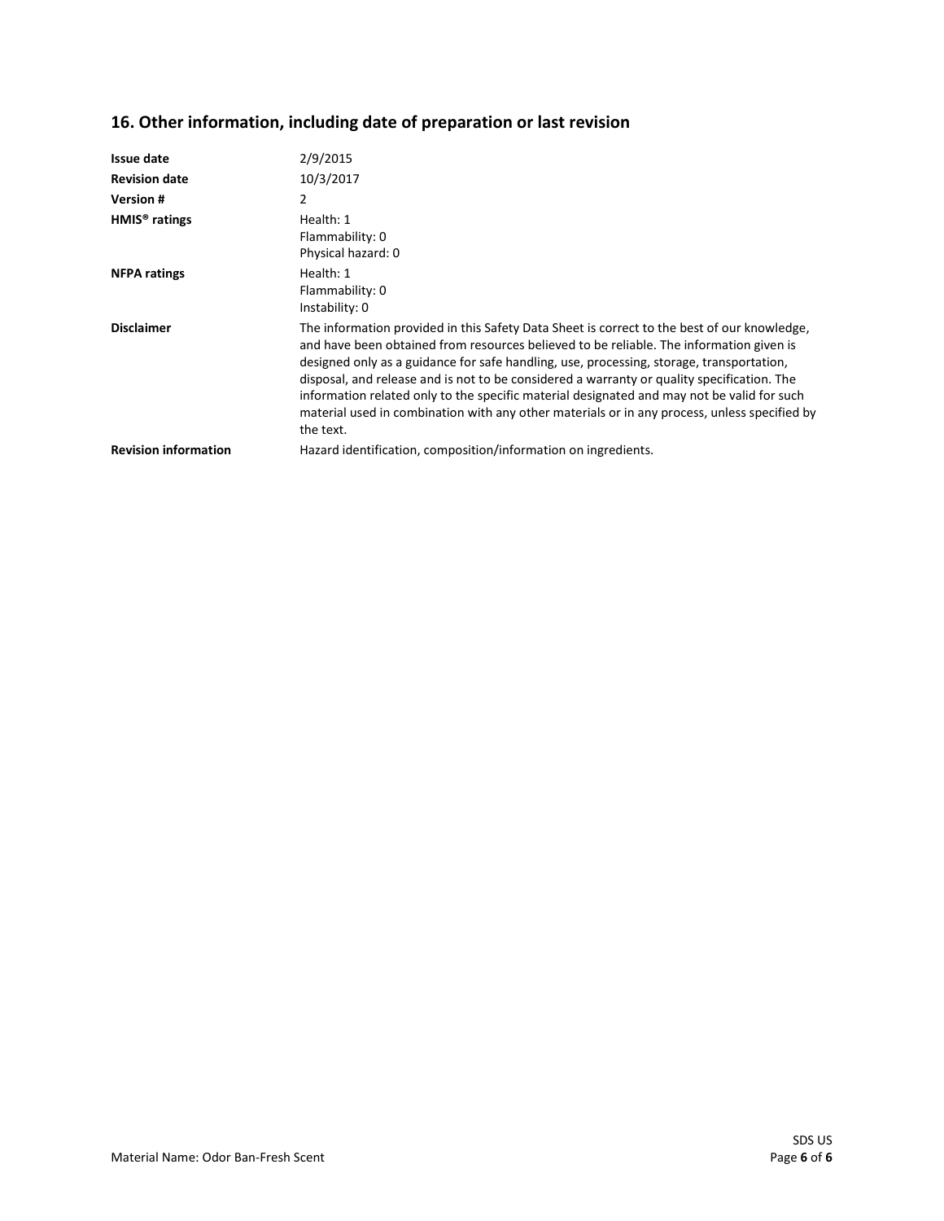## 16. Other information, including date of preparation or last revision

| | |
|---|---|
| **Issue date** | 2/9/2015 |
| **Revision date** | 10/3/2017 |
| **Version #** | 2 |
| **HMIS® ratings** | Health: 1<br>Flammability: 0<br>Physical hazard: 0 |
| **NFPA ratings** | Health: 1<br>Flammability: 0<br>Instability: 0 |
| **Disclaimer** | The information provided in this Safety Data Sheet is correct to the best of our knowledge, and have been obtained from resources believed to be reliable. The information given is designed only as a guidance for safe handling, use, processing, storage, transportation, disposal, and release and is not to be considered a warranty or quality specification. The information related only to the specific material designated and may not be valid for such material used in combination with any other materials or in any process, unless specified by the text. |
| **Revision information** | Hazard identification, composition/information on ingredients. |